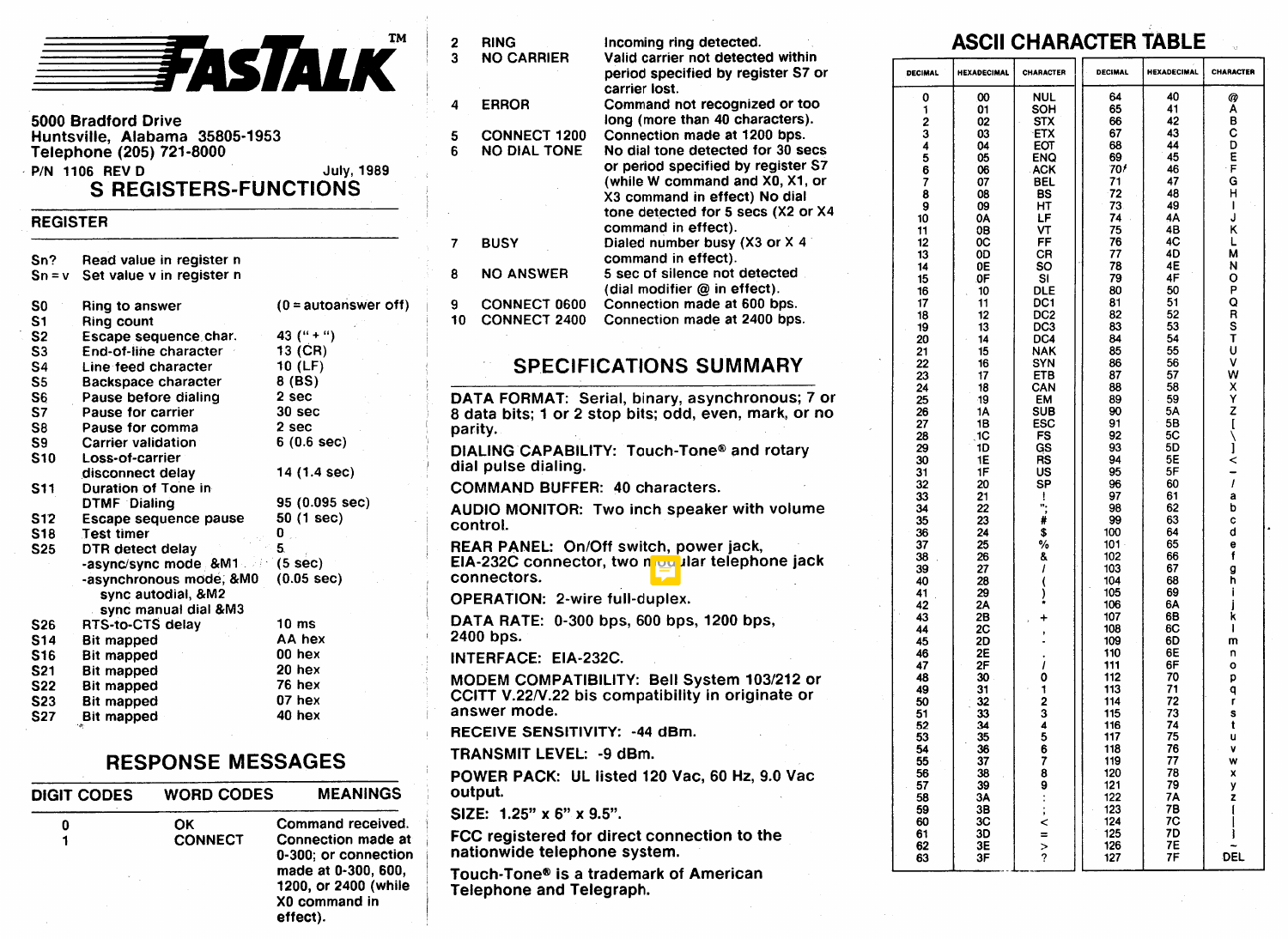# FASTALK™

5000 Bradford Drive
Huntsville, Alabama 35805-1953
Telephone (205) 721-8000
P/N 1106 REV D — July, 1989

## S REGISTERS-FUNCTIONS

**REGISTER**

| | | |
|---|---|---|
| Sn? | Read value in register n | |
| Sn = v | Set value v in register n | |
| S0 | Ring to answer | (0 = autoanswer off) |
| S1 | Ring count | |
| S2 | Escape sequence char. | 43 ("+") |
| S3 | End-of-line character | 13 (CR) |
| S4 | Line feed character | 10 (LF) |
| S5 | Backspace character | 8 (BS) |
| S6 | Pause before dialing | 2 sec |
| S7 | Pause for carrier | 30 sec |
| S8 | Pause for comma | 2 sec |
| S9 | Carrier validation | 6 (0.6 sec) |
| S10 | Loss-of-carrier disconnect delay | 14 (1.4 sec) |
| S11 | Duration of Tone in DTMF Dialing | 95 (0.095 sec) |
| S12 | Escape sequence pause | 50 (1 sec) |
| S18 | Test timer | 0 |
| S25 | DTR detect delay | 5 |
| | -async/sync mode &M1 | (5 sec) |
| | -asynchronous mode, &M0 sync autodial, &M2 sync manual dial &M3 | (0.05 sec) |
| S26 | RTS-to-CTS delay | 10 ms |
| S14 | Bit mapped | AA hex |
| S16 | Bit mapped | 00 hex |
| S21 | Bit mapped | 20 hex |
| S22 | Bit mapped | 76 hex |
| S23 | Bit mapped | 07 hex |
| S27 | Bit mapped | 40 hex |

## RESPONSE MESSAGES

| DIGIT CODES | WORD CODES | MEANINGS |
|---|---|---|
| 0 | OK | Command received. |
| 1 | CONNECT | Connection made at 0-300; or connection made at 0-300, 600, 1200, or 2400 (while X0 command in effect). |
| 2 | RING | Incoming ring detected. |
| 3 | NO CARRIER | Valid carrier not detected within period specified by register S7 or carrier lost. |
| 4 | ERROR | Command not recognized or too long (more than 40 characters). |
| 5 | CONNECT 1200 | Connection made at 1200 bps. |
| 6 | NO DIAL TONE | No dial tone detected for 30 secs or period specified by register S7 (while W command and X0, X1, or X3 command in effect) No dial tone detected for 5 secs (X2 or X4 command in effect). |
| 7 | BUSY | Dialed number busy (X3 or X 4 command in effect). |
| 8 | NO ANSWER | 5 sec of silence not detected (dial modifier @ in effect). |
| 9 | CONNECT 0600 | Connection made at 600 bps. |
| 10 | CONNECT 2400 | Connection made at 2400 bps. |

## SPECIFICATIONS SUMMARY

**DATA FORMAT:** Serial, binary, asynchronous; 7 or 8 data bits; 1 or 2 stop bits; odd, even, mark, or no parity.

**DIALING CAPABILITY:** Touch-Tone® and rotary dial pulse dialing.

**COMMAND BUFFER:** 40 characters.

**AUDIO MONITOR:** Two inch speaker with volume control.

**REAR PANEL:** On/Off switch, power jack, EIA-232C connector, two modular telephone jack connectors.

**OPERATION:** 2-wire full-duplex.

**DATA RATE:** 0-300 bps, 600 bps, 1200 bps, 2400 bps.

**INTERFACE:** EIA-232C.

**MODEM COMPATIBILITY:** Bell System 103/212 or CCITT V.22/V.22 bis compatibility in originate or answer mode.

**RECEIVE SENSITIVITY:** -44 dBm.

**TRANSMIT LEVEL:** -9 dBm.

**POWER PACK:** UL listed 120 Vac, 60 Hz, 9.0 Vac output.

**SIZE:** 1.25" x 6" x 9.5".

FCC registered for direct connection to the nationwide telephone system.

Touch-Tone® is a trademark of American Telephone and Telegraph.

## ASCII CHARACTER TABLE

| DECIMAL | HEXADECIMAL | CHARACTER | DECIMAL | HEXADECIMAL | CHARACTER |
|---|---|---|---|---|---|
| 0 | 00 | NUL | 64 | 40 | @ |
| 1 | 01 | SOH | 65 | 41 | A |
| 2 | 02 | STX | 66 | 42 | B |
| 3 | 03 | ETX | 67 | 43 | C |
| 4 | 04 | EOT | 68 | 44 | D |
| 5 | 05 | ENQ | 69 | 45 | E |
| 6 | 06 | ACK | 70 | 46 | F |
| 7 | 07 | BEL | 71 | 47 | G |
| 8 | 08 | BS | 72 | 48 | H |
| 9 | 09 | HT | 73 | 49 | I |
| 10 | 0A | LF | 74 | 4A | J |
| 11 | 0B | VT | 75 | 4B | K |
| 12 | 0C | FF | 76 | 4C | L |
| 13 | 0D | CR | 77 | 4D | M |
| 14 | 0E | SO | 78 | 4E | N |
| 15 | 0F | SI | 79 | 4F | O |
| 16 | 10 | DLE | 80 | 50 | P |
| 17 | 11 | DC1 | 81 | 51 | Q |
| 18 | 12 | DC2 | 82 | 52 | R |
| 19 | 13 | DC3 | 83 | 53 | S |
| 20 | 14 | DC4 | 84 | 54 | T |
| 21 | 15 | NAK | 85 | 55 | U |
| 22 | 16 | SYN | 86 | 56 | V |
| 23 | 17 | ETB | 87 | 57 | W |
| 24 | 18 | CAN | 88 | 58 | X |
| 25 | 19 | EM | 89 | 59 | Y |
| 26 | 1A | SUB | 90 | 5A | Z |
| 27 | 1B | ESC | 91 | 5B | [ |
| 28 | 1C | FS | 92 | 5C | \ |
| 29 | 1D | GS | 93 | 5D | ] |
| 30 | 1E | RS | 94 | 5E | < |
| 31 | 1F | US | 95 | 5F | — |
| 32 | 20 | SP | 96 | 60 | / |
| 33 | 21 | ! | 97 | 61 | a |
| 34 | 22 | "; | 98 | 62 | b |
| 35 | 23 | # | 99 | 63 | c |
| 36 | 24 | $ | 100 | 64 | d |
| 37 | 25 | % | 101 | 65 | e |
| 38 | 26 | & | 102 | 66 | f |
| 39 | 27 | / | 103 | 67 | g |
| 40 | 28 | ( | 104 | 68 | h |
| 41 | 29 | ) | 105 | 69 | i |
| 42 | 2A | * | 106 | 6A | j |
| 43 | 2B | + | 107 | 6B | k |
| 44 | 2C | , | 108 | 6C | l |
| 45 | 2D | - | 109 | 6D | m |
| 46 | 2E | . | 110 | 6E | n |
| 47 | 2F | / | 111 | 6F | o |
| 48 | 30 | 0 | 112 | 70 | p |
| 49 | 31 | 1 | 113 | 71 | q |
| 50 | 32 | 2 | 114 | 72 | r |
| 51 | 33 | 3 | 115 | 73 | s |
| 52 | 34 | 4 | 116 | 74 | t |
| 53 | 35 | 5 | 117 | 75 | u |
| 54 | 36 | 6 | 118 | 76 | v |
| 55 | 37 | 7 | 119 | 77 | w |
| 56 | 38 | 8 | 120 | 78 | x |
| 57 | 39 | 9 | 121 | 79 | y |
| 58 | 3A | : | 122 | 7A | z |
| 59 | 3B | ; | 123 | 7B | { |
| 60 | 3C | < | 124 | 7C | \| |
| 61 | 3D | = | 125 | 7D | } |
| 62 | 3E | > | 126 | 7E | ~ |
| 63 | 3F | ? | 127 | 7F | DEL |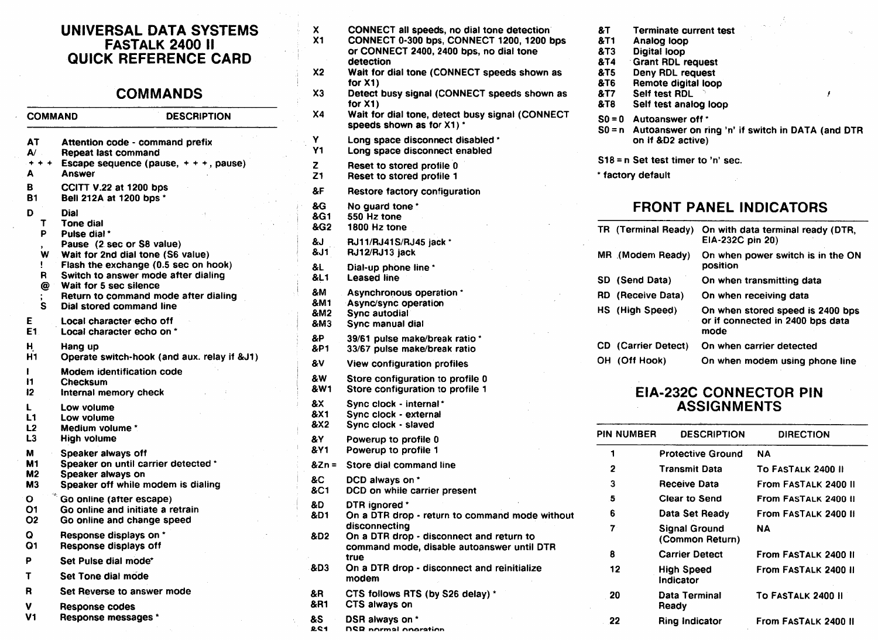# UNIVERSAL DATA SYSTEMS FASTALK 2400 II QUICK REFERENCE CARD

## COMMANDS

| COMMAND | | DESCRIPTION |
|---|---|---|
| AT | | Attention code - command prefix |
| A/ | | Repeat last command |
| + + + | | Escape sequence (pause, + + +, pause) |
| A | | Answer |
| B | | CCITT V.22 at 1200 bps |
| B1 | | Bell 212A at 1200 bps * |
| D | | Dial |
| | T | Tone dial |
| | P | Pulse dial * |
| | , | Pause (2 sec or S8 value) |
| | W | Wait for 2nd dial tone (S6 value) |
| | ! | Flash the exchange (0.5 sec on hook) |
| | R | Switch to answer mode after dialing |
| | @ | Wait for 5 sec silence |
| | ; | Return to command mode after dialing |
| | S | Dial stored command line |
| E | | Local character echo off |
| E1 | | Local character echo on * |
| H | | Hang up |
| H1 | | Operate switch-hook (and aux. relay if &J1) |
| I | | Modem identification code |
| I1 | | Checksum |
| I2 | | Internal memory check |
| L | | Low volume |
| L1 | | Low volume |
| L2 | | Medium volume * |
| L3 | | High volume |
| M | | Speaker always off |
| M1 | | Speaker on until carrier detected * |
| M2 | | Speaker always on |
| M3 | | Speaker off while modem is dialing |
| O | | Go online (after escape) |
| O1 | | Go online and initiate a retrain |
| O2 | | Go online and change speed |
| Q | | Response displays on * |
| Q1 | | Response displays off |
| P | | Set Pulse dial mode* |
| T | | Set Tone dial mode |
| R | | Set Reverse to answer mode |
| V | | Response codes |
| V1 | | Response messages * |
| X | | CONNECT all speeds, no dial tone detection |
| X1 | | CONNECT 0-300 bps, CONNECT 1200, 1200 bps or CONNECT 2400, 2400 bps, no dial tone detection |
| X2 | | Wait for dial tone (CONNECT speeds shown as for X1) |
| X3 | | Detect busy signal (CONNECT speeds shown as for X1) |
| X4 | | Wait for dial tone, detect busy signal (CONNECT speeds shown as for X1) * |
| Y | | Long space disconnect disabled * |
| Y1 | | Long space disconnect enabled |
| Z | | Reset to stored profile 0 |
| Z1 | | Reset to stored profile 1 |
| &F | | Restore factory configuration |
| &G | | No guard tone * |
| &G1 | | 550 Hz tone |
| &G2 | | 1800 Hz tone |
| &J | | RJ11/RJ41S/RJ45 jack * |
| &J1 | | RJ12/RJ13 jack |
| &L | | Dial-up phone line * |
| &L1 | | Leased line |
| &M | | Asynchronous operation * |
| &M1 | | Async/sync operation |
| &M2 | | Sync autodial |
| &M3 | | Sync manual dial |
| &P | | 39/61 pulse make/break ratio * |
| &P1 | | 33/67 pulse make/break ratio |
| &V | | View configuration profiles |
| &W | | Store configuration to profile 0 |
| &W1 | | Store configuration to profile 1 |
| &X | | Sync clock - internal * |
| &X1 | | Sync clock - external |
| &X2 | | Sync clock - slaved |
| &Y | | Powerup to profile 0 |
| &Y1 | | Powerup to profile 1 |
| &Zn = | | Store dial command line |
| &C | | DCD always on * |
| &C1 | | DCD on while carrier present |
| &D | | DTR ignored * |
| &D1 | | On a DTR drop - return to command mode without disconnecting |
| &D2 | | On a DTR drop - disconnect and return to command mode, disable autoanswer until DTR true |
| &D3 | | On a DTR drop - disconnect and reinitialize modem |
| &R | | CTS follows RTS (by S26 delay) * |
| &R1 | | CTS always on |
| &S | | DSR always on * |
| &S1 | | DSR normal operation |
| &T | | Terminate current test |
| &T1 | | Analog loop |
| &T3 | | Digital loop |
| &T4 | | Grant RDL request |
| &T5 | | Deny RDL request |
| &T6 | | Remote digital loop |
| &T7 | | Self test RDL |
| &T8 | | Self test analog loop |
| S0 = 0 | | Autoanswer off * |
| S0 = n | | Autoanswer on ring 'n' if switch in DATA (and DTR on if &D2 active) |
| S18 = n | | Set test timer to 'n' sec. |

* factory default

## FRONT PANEL INDICATORS

| | |
|---|---|
| TR (Terminal Ready) | On with data terminal ready (DTR, EIA-232C pin 20) |
| MR (Modem Ready) | On when power switch is in the ON position |
| SD (Send Data) | On when transmitting data |
| RD (Receive Data) | On when receiving data |
| HS (High Speed) | On when stored speed is 2400 bps or if connected in 2400 bps data mode |
| CD (Carrier Detect) | On when carrier detected |
| OH (Off Hook) | On when modem using phone line |

## EIA-232C CONNECTOR PIN ASSIGNMENTS

| PIN NUMBER | DESCRIPTION | DIRECTION |
|---|---|---|
| 1 | Protective Ground | NA |
| 2 | Transmit Data | To FASTALK 2400 II |
| 3 | Receive Data | From FASTALK 2400 II |
| 5 | Clear to Send | From FASTALK 2400 II |
| 6 | Data Set Ready | From FASTALK 2400 II |
| 7 | Signal Ground (Common Return) | NA |
| 8 | Carrier Detect | From FASTALK 2400 II |
| 12 | High Speed Indicator | From FASTALK 2400 II |
| 20 | Data Terminal Ready | To FASTALK 2400 II |
| 22 | Ring Indicator | From FASTALK 2400 II |